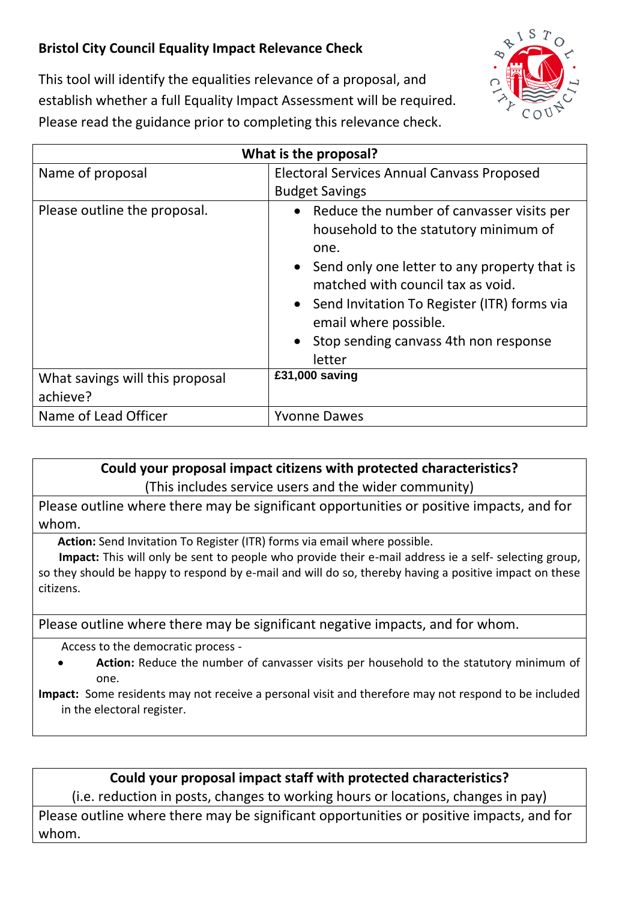## Bristol City Council Equality Impact Relevance Check

This tool will identify the equalities relevance of a proposal, and establish whether a full Equality Impact Assessment will be required. Please read the guidance prior to completing this relevance check.

| What is the proposal? | |
|---|---|
| Name of proposal | Electoral Services Annual Canvass Proposed Budget Savings |
| Please outline the proposal. | • Reduce the number of canvasser visits per household to the statutory minimum of one.<br>• Send only one letter to any property that is matched with council tax as void.<br>• Send Invitation To Register (ITR) forms via email where possible.<br>• Stop sending canvass 4th non response letter |
| What savings will this proposal achieve? | **£31,000 saving** |
| Name of Lead Officer | Yvonne Dawes |

| **Could your proposal impact citizens with protected characteristics?**<br>(This includes service users and the wider community) |
|---|
| Please outline where there may be significant opportunities or positive impacts, and for whom. |
| **Action:** Send Invitation To Register (ITR) forms via email where possible.<br>**Impact:** This will only be sent to people who provide their e-mail address ie a self- selecting group, so they should be happy to respond by e-mail and will do so, thereby having a positive impact on these citizens. |
| Please outline where there may be significant negative impacts, and for whom. |
| Access to the democratic process -<br>• **Action:** Reduce the number of canvasser visits per household to the statutory minimum of one.<br>**Impact:** Some residents may not receive a personal visit and therefore may not respond to be included in the electoral register. |

| **Could your proposal impact staff with protected characteristics?**<br>(i.e. reduction in posts, changes to working hours or locations, changes in pay) |
|---|
| Please outline where there may be significant opportunities or positive impacts, and for whom. |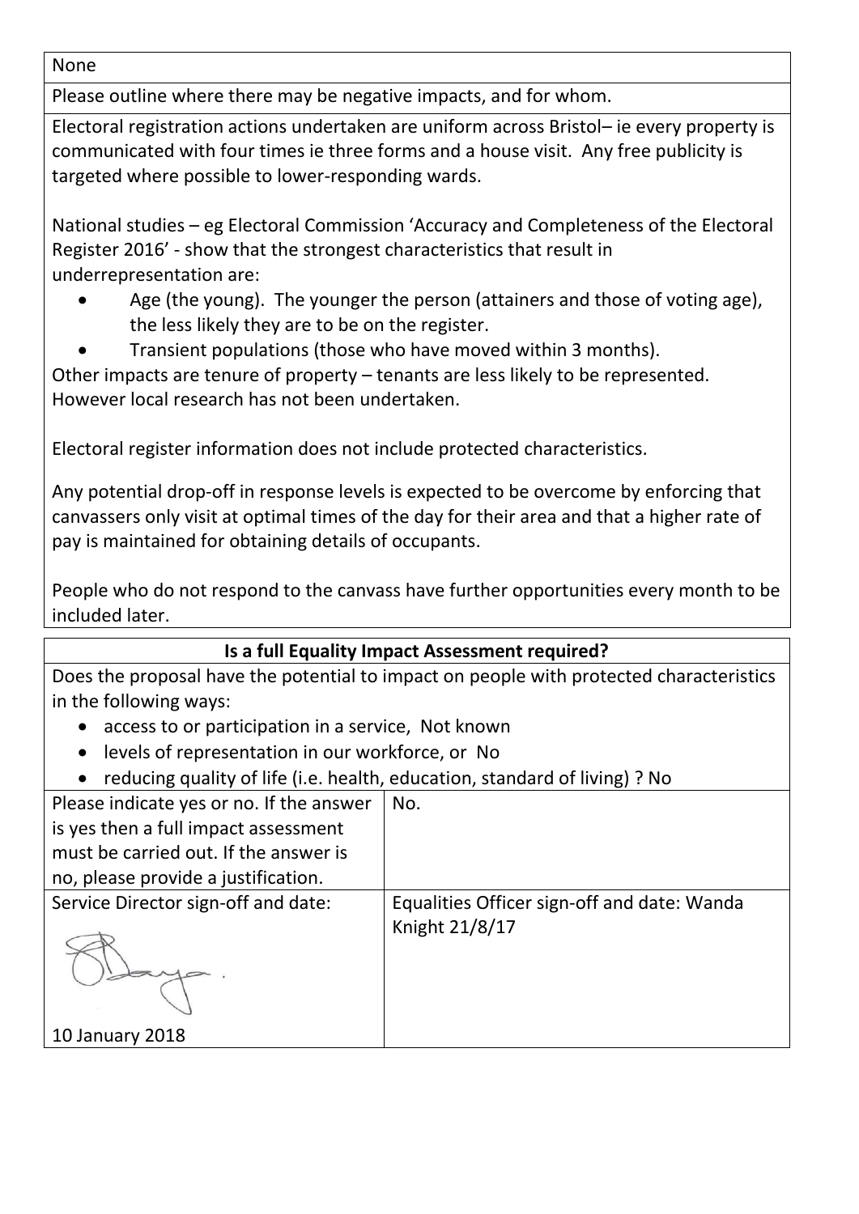None

Please outline where there may be negative impacts, and for whom.

Electoral registration actions undertaken are uniform across Bristol– ie every property is communicated with four times ie three forms and a house visit. Any free publicity is targeted where possible to lower-responding wards.

National studies – eg Electoral Commission 'Accuracy and Completeness of the Electoral Register 2016' - show that the strongest characteristics that result in underrepresentation are:

- Age (the young). The younger the person (attainers and those of voting age), the less likely they are to be on the register.
- Transient populations (those who have moved within 3 months).

Other impacts are tenure of property – tenants are less likely to be represented. However local research has not been undertaken.

Electoral register information does not include protected characteristics.

Any potential drop-off in response levels is expected to be overcome by enforcing that canvassers only visit at optimal times of the day for their area and that a higher rate of pay is maintained for obtaining details of occupants.

People who do not respond to the canvass have further opportunities every month to be included later.

**Is a full Equality Impact Assessment required?**

Does the proposal have the potential to impact on people with protected characteristics in the following ways:

- access to or participation in a service, Not known
- levels of representation in our workforce, or No
- reducing quality of life (i.e. health, education, standard of living) ? No

| | |
|---|---|
| Please indicate yes or no. If the answer is yes then a full impact assessment must be carried out. If the answer is no, please provide a justification. | No. |
| Service Director sign-off and date: 10 January 2018 | Equalities Officer sign-off and date: Wanda Knight 21/8/17 |